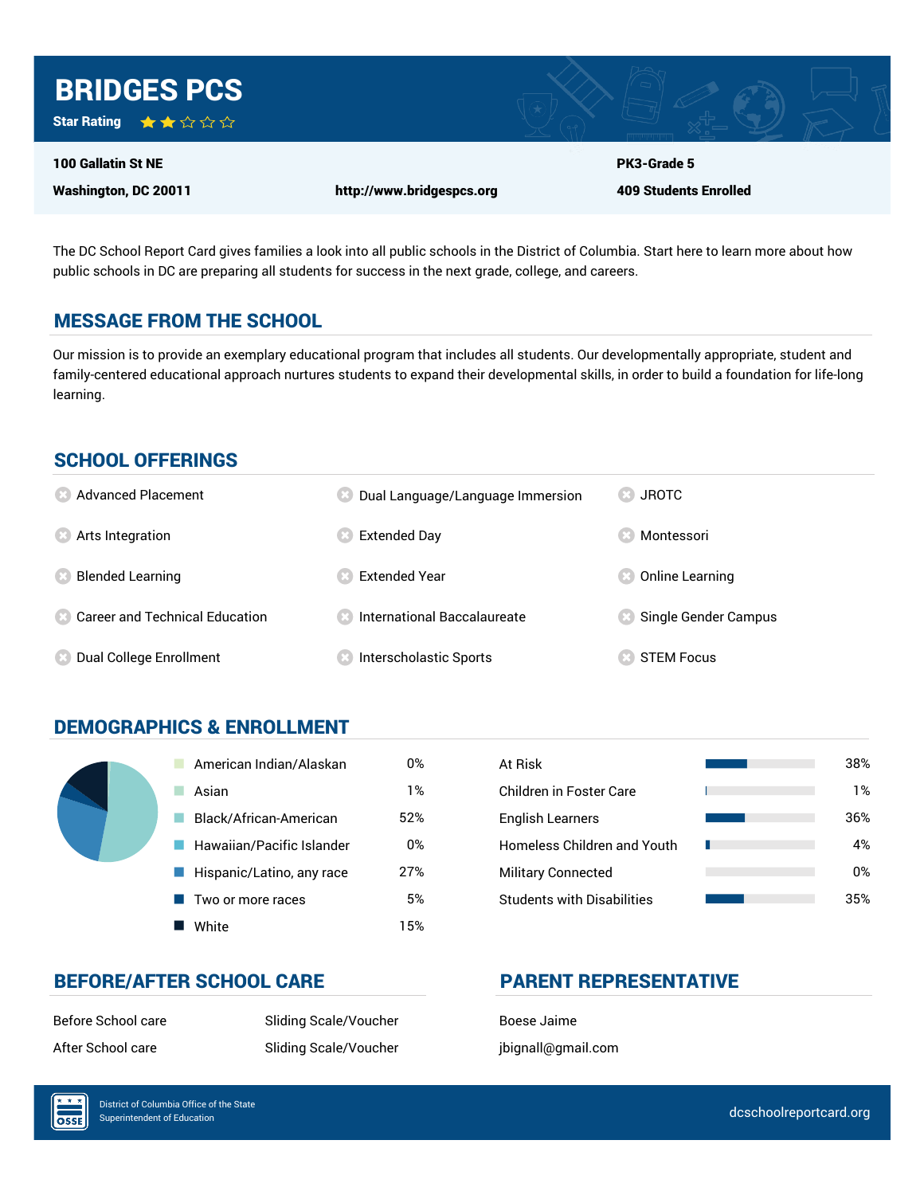# BRIDGES PCS

**Star Rating** ★★☆☆☆

| | | |
|---|---|---|
| **100 Gallatin St NE** | | **PK3-Grade 5** |
| **Washington, DC 20011** | **http://www.bridgespcs.org** | **409 Students Enrolled** |

The DC School Report Card gives families a look into all public schools in the District of Columbia. Start here to learn more about how public schools in DC are preparing all students for success in the next grade, college, and careers.

## MESSAGE FROM THE SCHOOL

Our mission is to provide an exemplary educational program that includes all students. Our developmentally appropriate, student and family-centered educational approach nurtures students to expand their developmental skills, in order to build a foundation for life-long learning.

## SCHOOL OFFERINGS

- Advanced Placement
- Arts Integration
- Blended Learning
- Career and Technical Education
- Dual College Enrollment
- Dual Language/Language Immersion
- Extended Day
- Extended Year
- International Baccalaureate
- Interscholastic Sports
- JROTC
- Montessori
- Online Learning
- Single Gender Campus
- STEM Focus

## DEMOGRAPHICS & ENROLLMENT

| | |
|---|---|
| American Indian/Alaskan | 0% |
| Asian | 1% |
| Black/African-American | 52% |
| Hawaiian/Pacific Islander | 0% |
| Hispanic/Latino, any race | 27% |
| Two or more races | 5% |
| White | 15% |

| | |
|---|---|
| At Risk | 38% |
| Children in Foster Care | 1% |
| English Learners | 36% |
| Homeless Children and Youth | 4% |
| Military Connected | 0% |
| Students with Disabilities | 35% |

## BEFORE/AFTER SCHOOL CARE

| | |
|---|---|
| Before School care | Sliding Scale/Voucher |
| After School care | Sliding Scale/Voucher |

## PARENT REPRESENTATIVE

Boese Jaime

jbignall@gmail.com

District of Columbia Office of the State Superintendent of Education

dcschoolreportcard.org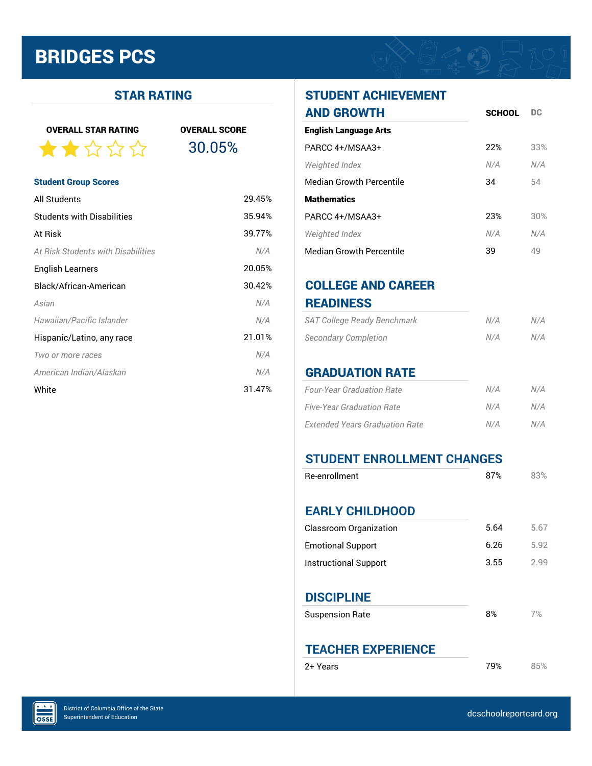# BRIDGES PCS

## STAR RATING

**OVERALL STAR RATING**

★★☆☆☆

**OVERALL SCORE**

30.05%

### Student Group Scores

| | |
|---|---|
| All Students | 29.45% |
| Students with Disabilities | 35.94% |
| At Risk | 39.77% |
| *At Risk Students with Disabilities* | *N/A* |
| English Learners | 20.05% |
| Black/African-American | 30.42% |
| *Asian* | *N/A* |
| *Hawaiian/Pacific Islander* | *N/A* |
| Hispanic/Latino, any race | 21.01% |
| *Two or more races* | *N/A* |
| *American Indian/Alaskan* | *N/A* |
| White | 31.47% |

## STUDENT ACHIEVEMENT AND GROWTH

| | SCHOOL | DC |
|---|---|---|
| **English Language Arts** | | |
| PARCC 4+/MSAA3+ | 22% | 33% |
| *Weighted Index* | *N/A* | *N/A* |
| Median Growth Percentile | 34 | 54 |
| **Mathematics** | | |
| PARCC 4+/MSAA3+ | 23% | 30% |
| *Weighted Index* | *N/A* | *N/A* |
| Median Growth Percentile | 39 | 49 |

## COLLEGE AND CAREER READINESS

| | SCHOOL | DC |
|---|---|---|
| *SAT College Ready Benchmark* | *N/A* | *N/A* |
| *Secondary Completion* | *N/A* | *N/A* |

## GRADUATION RATE

| | SCHOOL | DC |
|---|---|---|
| *Four-Year Graduation Rate* | *N/A* | *N/A* |
| *Five-Year Graduation Rate* | *N/A* | *N/A* |
| *Extended Years Graduation Rate* | *N/A* | *N/A* |

## STUDENT ENROLLMENT CHANGES

| | SCHOOL | DC |
|---|---|---|
| Re-enrollment | 87% | 83% |

## EARLY CHILDHOOD

| | SCHOOL | DC |
|---|---|---|
| Classroom Organization | 5.64 | 5.67 |
| Emotional Support | 6.26 | 5.92 |
| Instructional Support | 3.55 | 2.99 |

## DISCIPLINE

| | SCHOOL | DC |
|---|---|---|
| Suspension Rate | 8% | 7% |

## TEACHER EXPERIENCE

| | SCHOOL | DC |
|---|---|---|
| 2+ Years | 79% | 85% |

District of Columbia Office of the State Superintendent of Education

dcschoolreportcard.org